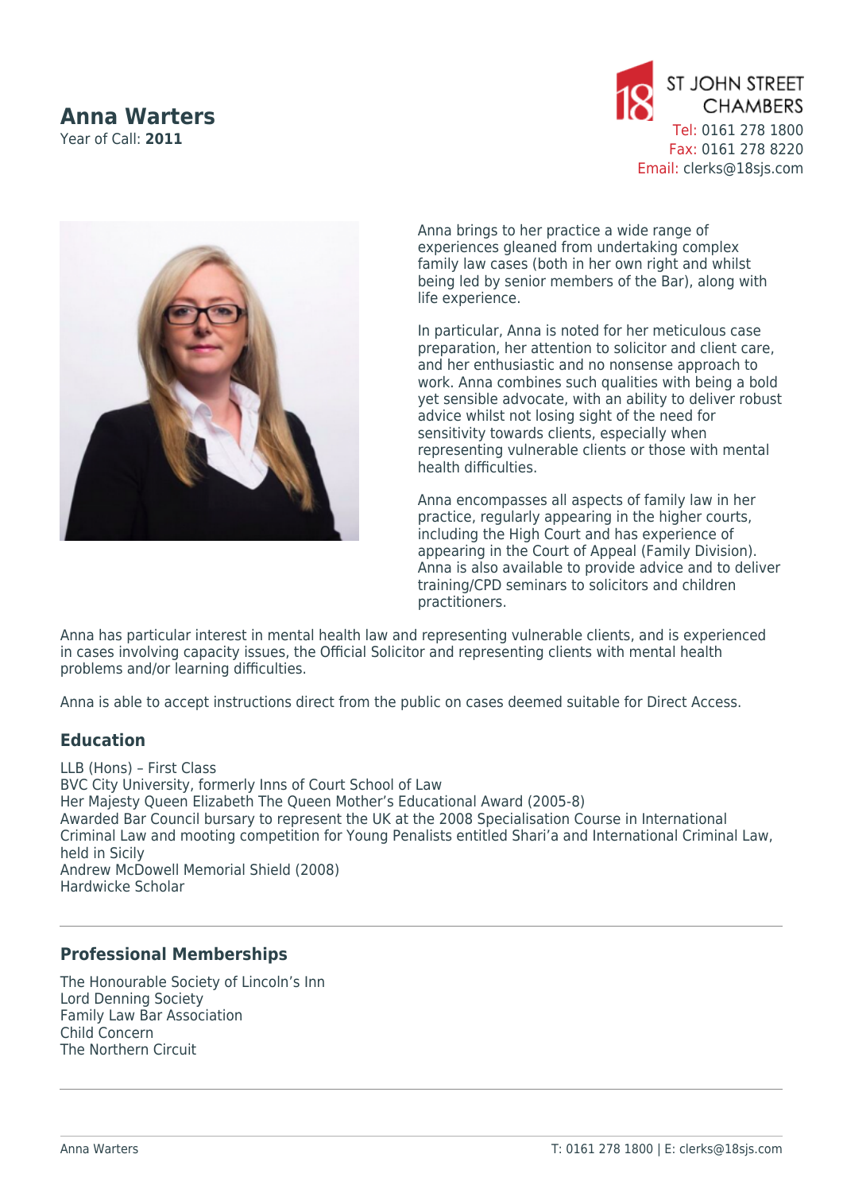# Anna Warters

Year of Call: **2011**

ST JOHN STREET CHAMBERS
Tel: 0161 278 1800
Fax: 0161 278 8220
Email: clerks@18sjs.com

Anna brings to her practice a wide range of experiences gleaned from undertaking complex family law cases (both in her own right and whilst being led by senior members of the Bar), along with life experience.

In particular, Anna is noted for her meticulous case preparation, her attention to solicitor and client care, and her enthusiastic and no nonsense approach to work. Anna combines such qualities with being a bold yet sensible advocate, with an ability to deliver robust advice whilst not losing sight of the need for sensitivity towards clients, especially when representing vulnerable clients or those with mental health difficulties.

Anna encompasses all aspects of family law in her practice, regularly appearing in the higher courts, including the High Court and has experience of appearing in the Court of Appeal (Family Division). Anna is also available to provide advice and to deliver training/CPD seminars to solicitors and children practitioners.

Anna has particular interest in mental health law and representing vulnerable clients, and is experienced in cases involving capacity issues, the Official Solicitor and representing clients with mental health problems and/or learning difficulties.

Anna is able to accept instructions direct from the public on cases deemed suitable for Direct Access.

## Education

LLB (Hons) – First Class
BVC City University, formerly Inns of Court School of Law
Her Majesty Queen Elizabeth The Queen Mother's Educational Award (2005-8)
Awarded Bar Council bursary to represent the UK at the 2008 Specialisation Course in International Criminal Law and mooting competition for Young Penalists entitled Shari'a and International Criminal Law, held in Sicily
Andrew McDowell Memorial Shield (2008)
Hardwicke Scholar

---

## Professional Memberships

The Honourable Society of Lincoln's Inn
Lord Denning Society
Family Law Bar Association
Child Concern
The Northern Circuit

---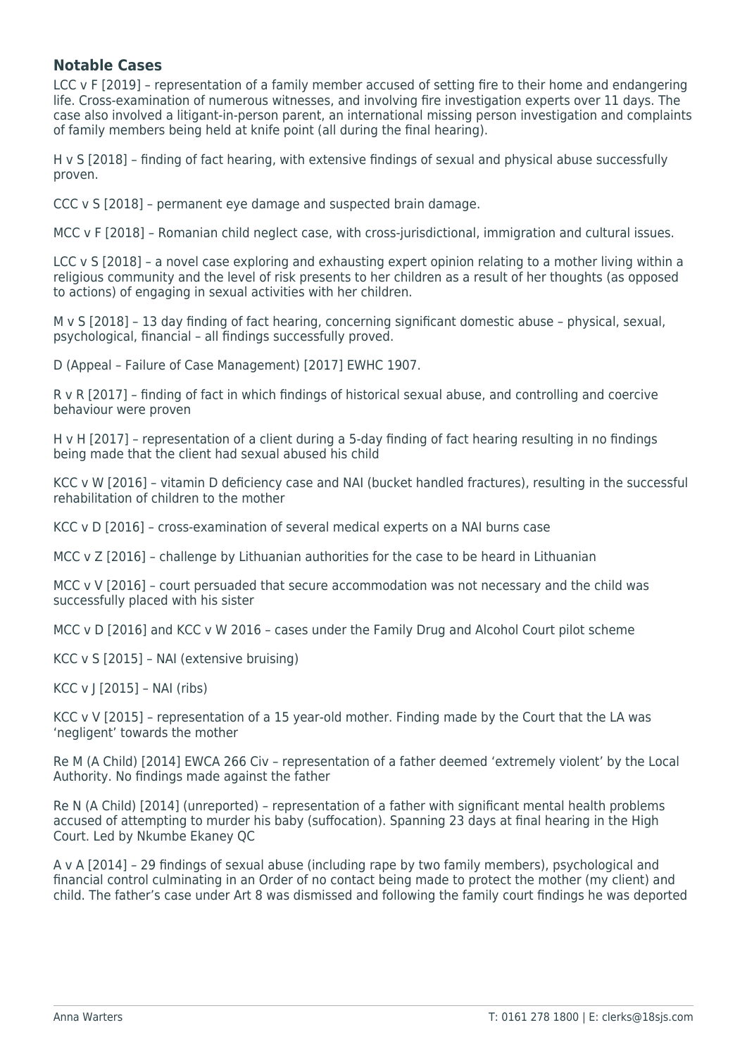## Notable Cases

LCC v F [2019] – representation of a family member accused of setting fire to their home and endangering life. Cross-examination of numerous witnesses, and involving fire investigation experts over 11 days. The case also involved a litigant-in-person parent, an international missing person investigation and complaints of family members being held at knife point (all during the final hearing).

H v S [2018] – finding of fact hearing, with extensive findings of sexual and physical abuse successfully proven.

CCC v S [2018] – permanent eye damage and suspected brain damage.

MCC v F [2018] – Romanian child neglect case, with cross-jurisdictional, immigration and cultural issues.

LCC v S [2018] – a novel case exploring and exhausting expert opinion relating to a mother living within a religious community and the level of risk presents to her children as a result of her thoughts (as opposed to actions) of engaging in sexual activities with her children.

M v S [2018] – 13 day finding of fact hearing, concerning significant domestic abuse – physical, sexual, psychological, financial – all findings successfully proved.

D (Appeal – Failure of Case Management) [2017] EWHC 1907.

R v R [2017] – finding of fact in which findings of historical sexual abuse, and controlling and coercive behaviour were proven

H v H [2017] – representation of a client during a 5-day finding of fact hearing resulting in no findings being made that the client had sexual abused his child

KCC v W [2016] – vitamin D deficiency case and NAI (bucket handled fractures), resulting in the successful rehabilitation of children to the mother

KCC v D [2016] – cross-examination of several medical experts on a NAI burns case

MCC v Z [2016] – challenge by Lithuanian authorities for the case to be heard in Lithuanian

MCC v V [2016] – court persuaded that secure accommodation was not necessary and the child was successfully placed with his sister

MCC v D [2016] and KCC v W 2016 – cases under the Family Drug and Alcohol Court pilot scheme

KCC v S [2015] – NAI (extensive bruising)

KCC v J [2015] – NAI (ribs)

KCC v V [2015] – representation of a 15 year-old mother. Finding made by the Court that the LA was 'negligent' towards the mother

Re M (A Child) [2014] EWCA 266 Civ – representation of a father deemed 'extremely violent' by the Local Authority. No findings made against the father

Re N (A Child) [2014] (unreported) – representation of a father with significant mental health problems accused of attempting to murder his baby (suffocation). Spanning 23 days at final hearing in the High Court. Led by Nkumbe Ekaney QC

A v A [2014] – 29 findings of sexual abuse (including rape by two family members), psychological and financial control culminating in an Order of no contact being made to protect the mother (my client) and child. The father's case under Art 8 was dismissed and following the family court findings he was deported